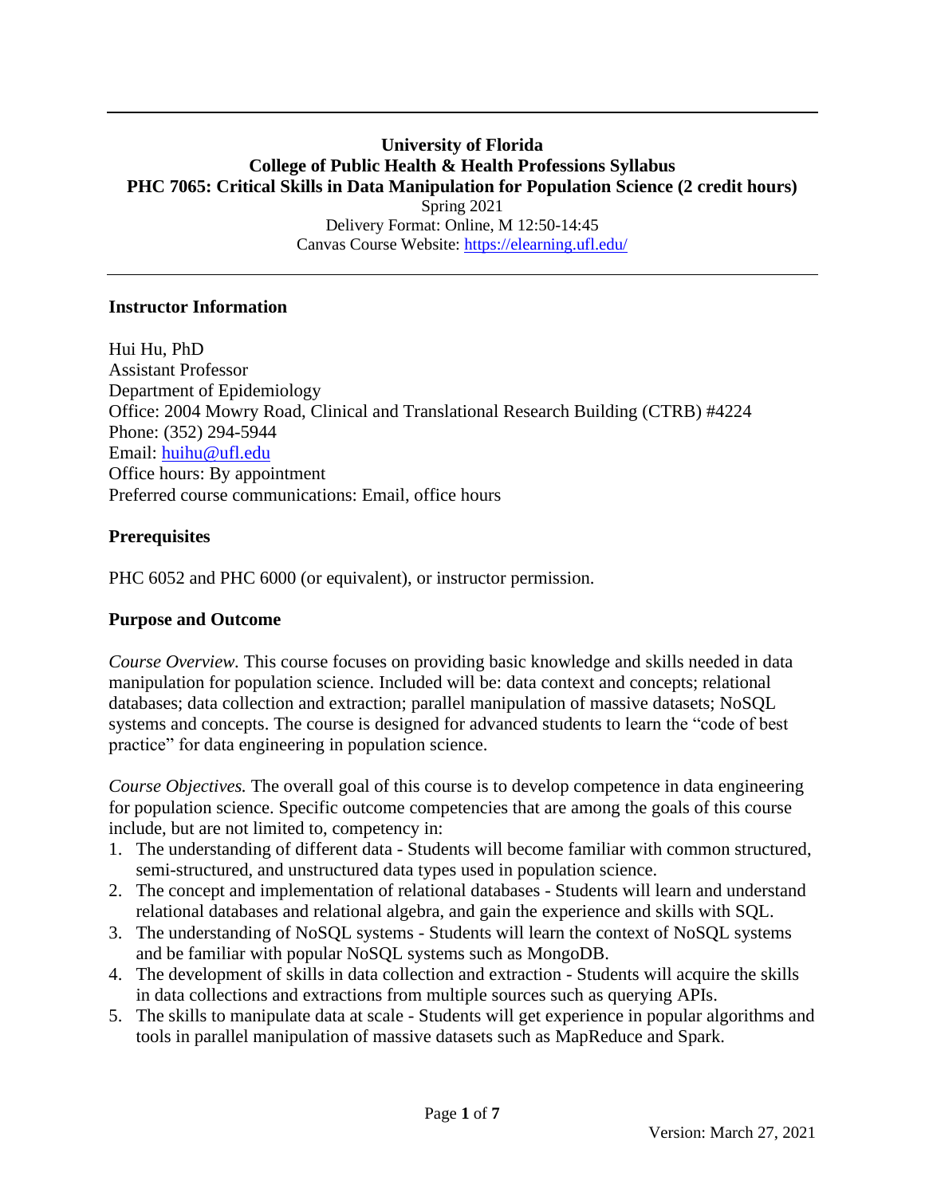**University of Florida**
**College of Public Health & Health Professions Syllabus**
**PHC 7065: Critical Skills in Data Manipulation for Population Science (2 credit hours)**

Spring 2021
Delivery Format: Online, M 12:50-14:45
Canvas Course Website: https://elearning.ufl.edu/

---

## Instructor Information

Hui Hu, PhD
Assistant Professor
Department of Epidemiology
Office: 2004 Mowry Road, Clinical and Translational Research Building (CTRB) #4224
Phone: (352) 294-5944
Email: huihu@ufl.edu
Office hours: By appointment
Preferred course communications: Email, office hours

## Prerequisites

PHC 6052 and PHC 6000 (or equivalent), or instructor permission.

## Purpose and Outcome

*Course Overview.* This course focuses on providing basic knowledge and skills needed in data manipulation for population science. Included will be: data context and concepts; relational databases; data collection and extraction; parallel manipulation of massive datasets; NoSQL systems and concepts. The course is designed for advanced students to learn the "code of best practice" for data engineering in population science.

*Course Objectives.* The overall goal of this course is to develop competence in data engineering for population science. Specific outcome competencies that are among the goals of this course include, but are not limited to, competency in:

1. The understanding of different data - Students will become familiar with common structured, semi-structured, and unstructured data types used in population science.
2. The concept and implementation of relational databases - Students will learn and understand relational databases and relational algebra, and gain the experience and skills with SQL.
3. The understanding of NoSQL systems - Students will learn the context of NoSQL systems and be familiar with popular NoSQL systems such as MongoDB.
4. The development of skills in data collection and extraction - Students will acquire the skills in data collections and extractions from multiple sources such as querying APIs.
5. The skills to manipulate data at scale - Students will get experience in popular algorithms and tools in parallel manipulation of massive datasets such as MapReduce and Spark.

Version: March 27, 2021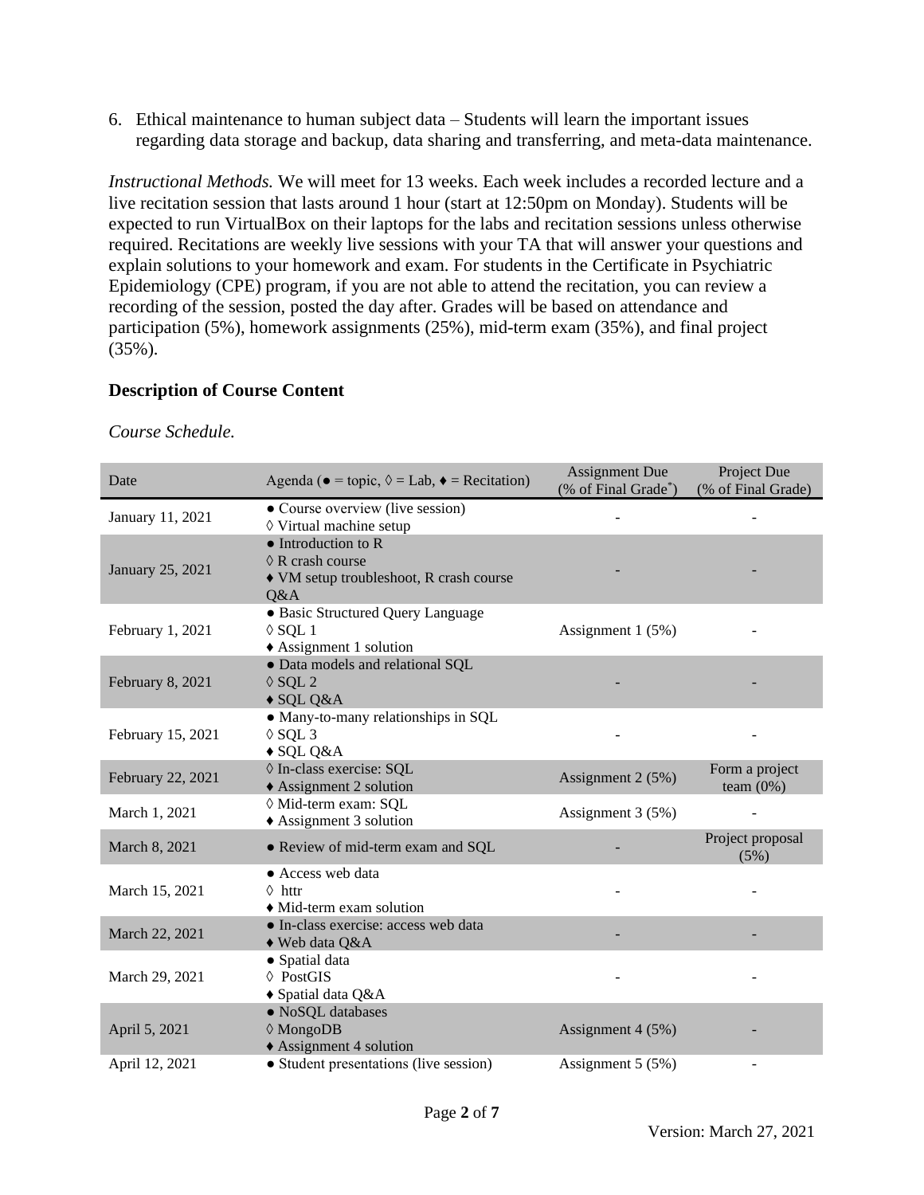6. Ethical maintenance to human subject data – Students will learn the important issues regarding data storage and backup, data sharing and transferring, and meta-data maintenance.

*Instructional Methods.* We will meet for 13 weeks. Each week includes a recorded lecture and a live recitation session that lasts around 1 hour (start at 12:50pm on Monday). Students will be expected to run VirtualBox on their laptops for the labs and recitation sessions unless otherwise required. Recitations are weekly live sessions with your TA that will answer your questions and explain solutions to your homework and exam. For students in the Certificate in Psychiatric Epidemiology (CPE) program, if you are not able to attend the recitation, you can review a recording of the session, posted the day after. Grades will be based on attendance and participation (5%), homework assignments (25%), mid-term exam (35%), and final project (35%).

## Description of Course Content

*Course Schedule.*

| Date | Agenda (● = topic, ◊ = Lab, ♦ = Recitation) | Assignment Due (% of Final Grade*) | Project Due (% of Final Grade) |
|---|---|---|---|
| January 11, 2021 | ● Course overview (live session)<br>◊ Virtual machine setup | - | - |
| January 25, 2021 | ● Introduction to R<br>◊ R crash course<br>♦ VM setup troubleshoot, R crash course Q&A | - | - |
| February 1, 2021 | ● Basic Structured Query Language<br>◊ SQL 1<br>♦ Assignment 1 solution | Assignment 1 (5%) | - |
| February 8, 2021 | ● Data models and relational SQL<br>◊ SQL 2<br>♦ SQL Q&A | - | - |
| February 15, 2021 | ● Many-to-many relationships in SQL<br>◊ SQL 3<br>♦ SQL Q&A | - | - |
| February 22, 2021 | ◊ In-class exercise: SQL<br>♦ Assignment 2 solution | Assignment 2 (5%) | Form a project team (0%) |
| March 1, 2021 | ◊ Mid-term exam: SQL<br>♦ Assignment 3 solution | Assignment 3 (5%) | - |
| March 8, 2021 | ● Review of mid-term exam and SQL | - | Project proposal (5%) |
| March 15, 2021 | ● Access web data<br>◊ httr<br>♦ Mid-term exam solution | - | - |
| March 22, 2021 | ● In-class exercise: access web data<br>♦ Web data Q&A | - | - |
| March 29, 2021 | ● Spatial data<br>◊ PostGIS<br>♦ Spatial data Q&A | - | - |
| April 5, 2021 | ● NoSQL databases<br>◊ MongoDB<br>♦ Assignment 4 solution | Assignment 4 (5%) | - |
| April 12, 2021 | ● Student presentations (live session) | Assignment 5 (5%) | - |

Version: March 27, 2021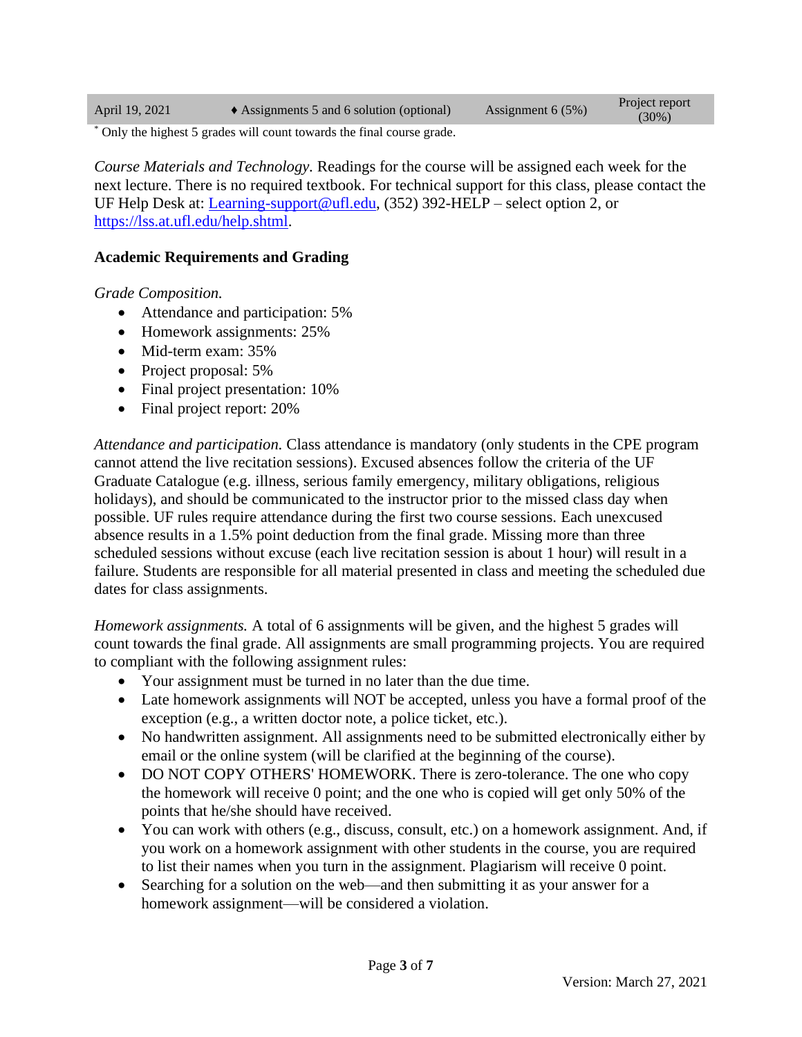| | | | |
|---|---|---|---|
| April 19, 2021 | ♦ Assignments 5 and 6 solution (optional) | Assignment 6 (5%) | Project report (30%) |

* Only the highest 5 grades will count towards the final course grade.

*Course Materials and Technology.* Readings for the course will be assigned each week for the next lecture. There is no required textbook. For technical support for this class, please contact the UF Help Desk at: Learning-support@ufl.edu, (352) 392-HELP – select option 2, or https://lss.at.ufl.edu/help.shtml.

### Academic Requirements and Grading

*Grade Composition.*

- Attendance and participation: 5%
- Homework assignments: 25%
- Mid-term exam: 35%
- Project proposal: 5%
- Final project presentation: 10%
- Final project report: 20%

*Attendance and participation.* Class attendance is mandatory (only students in the CPE program cannot attend the live recitation sessions). Excused absences follow the criteria of the UF Graduate Catalogue (e.g. illness, serious family emergency, military obligations, religious holidays), and should be communicated to the instructor prior to the missed class day when possible. UF rules require attendance during the first two course sessions. Each unexcused absence results in a 1.5% point deduction from the final grade. Missing more than three scheduled sessions without excuse (each live recitation session is about 1 hour) will result in a failure. Students are responsible for all material presented in class and meeting the scheduled due dates for class assignments.

*Homework assignments.* A total of 6 assignments will be given, and the highest 5 grades will count towards the final grade. All assignments are small programming projects. You are required to compliant with the following assignment rules:

- Your assignment must be turned in no later than the due time.
- Late homework assignments will NOT be accepted, unless you have a formal proof of the exception (e.g., a written doctor note, a police ticket, etc.).
- No handwritten assignment. All assignments need to be submitted electronically either by email or the online system (will be clarified at the beginning of the course).
- DO NOT COPY OTHERS' HOMEWORK. There is zero-tolerance. The one who copy the homework will receive 0 point; and the one who is copied will get only 50% of the points that he/she should have received.
- You can work with others (e.g., discuss, consult, etc.) on a homework assignment. And, if you work on a homework assignment with other students in the course, you are required to list their names when you turn in the assignment. Plagiarism will receive 0 point.
- Searching for a solution on the web—and then submitting it as your answer for a homework assignment—will be considered a violation.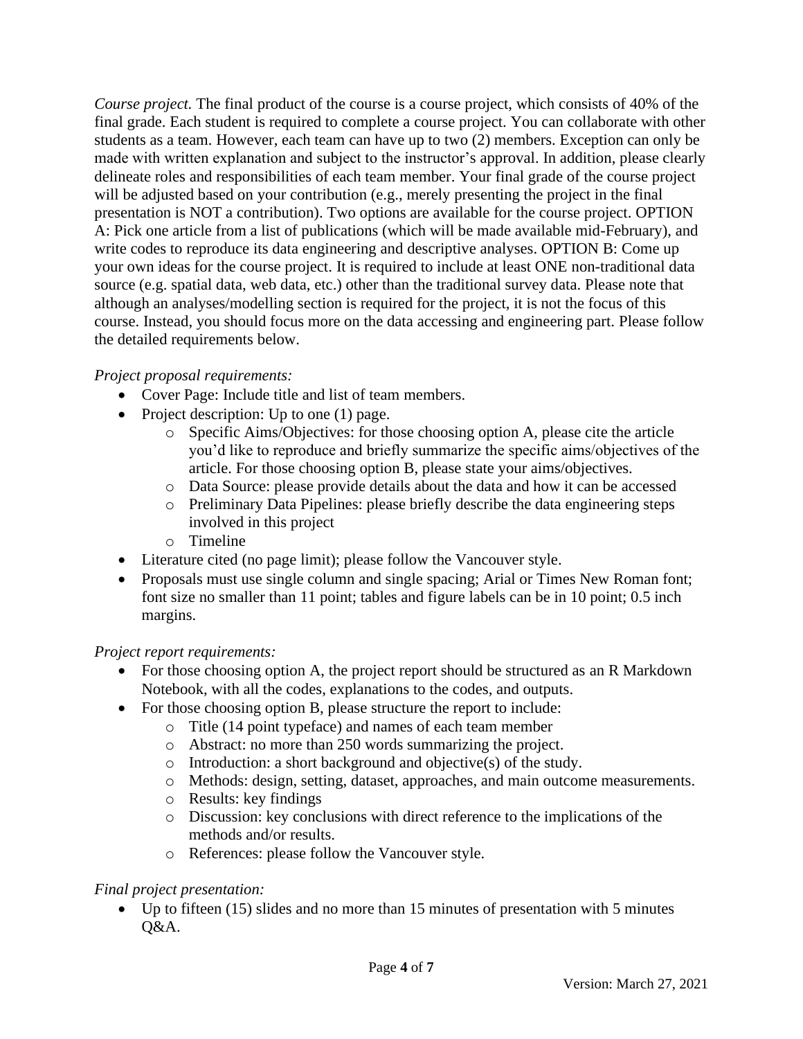*Course project.* The final product of the course is a course project, which consists of 40% of the final grade. Each student is required to complete a course project. You can collaborate with other students as a team. However, each team can have up to two (2) members. Exception can only be made with written explanation and subject to the instructor's approval. In addition, please clearly delineate roles and responsibilities of each team member. Your final grade of the course project will be adjusted based on your contribution (e.g., merely presenting the project in the final presentation is NOT a contribution). Two options are available for the course project. OPTION A: Pick one article from a list of publications (which will be made available mid-February), and write codes to reproduce its data engineering and descriptive analyses. OPTION B: Come up your own ideas for the course project. It is required to include at least ONE non-traditional data source (e.g. spatial data, web data, etc.) other than the traditional survey data. Please note that although an analyses/modelling section is required for the project, it is not the focus of this course. Instead, you should focus more on the data accessing and engineering part. Please follow the detailed requirements below.

*Project proposal requirements:*

- Cover Page: Include title and list of team members.
- Project description: Up to one (1) page.
  - Specific Aims/Objectives: for those choosing option A, please cite the article you'd like to reproduce and briefly summarize the specific aims/objectives of the article. For those choosing option B, please state your aims/objectives.
  - Data Source: please provide details about the data and how it can be accessed
  - Preliminary Data Pipelines: please briefly describe the data engineering steps involved in this project
  - Timeline
- Literature cited (no page limit); please follow the Vancouver style.
- Proposals must use single column and single spacing; Arial or Times New Roman font; font size no smaller than 11 point; tables and figure labels can be in 10 point; 0.5 inch margins.

*Project report requirements:*

- For those choosing option A, the project report should be structured as an R Markdown Notebook, with all the codes, explanations to the codes, and outputs.
- For those choosing option B, please structure the report to include:
  - Title (14 point typeface) and names of each team member
  - Abstract: no more than 250 words summarizing the project.
  - Introduction: a short background and objective(s) of the study.
  - Methods: design, setting, dataset, approaches, and main outcome measurements.
  - Results: key findings
  - Discussion: key conclusions with direct reference to the implications of the methods and/or results.
  - References: please follow the Vancouver style.

*Final project presentation:*

- Up to fifteen (15) slides and no more than 15 minutes of presentation with 5 minutes Q&A.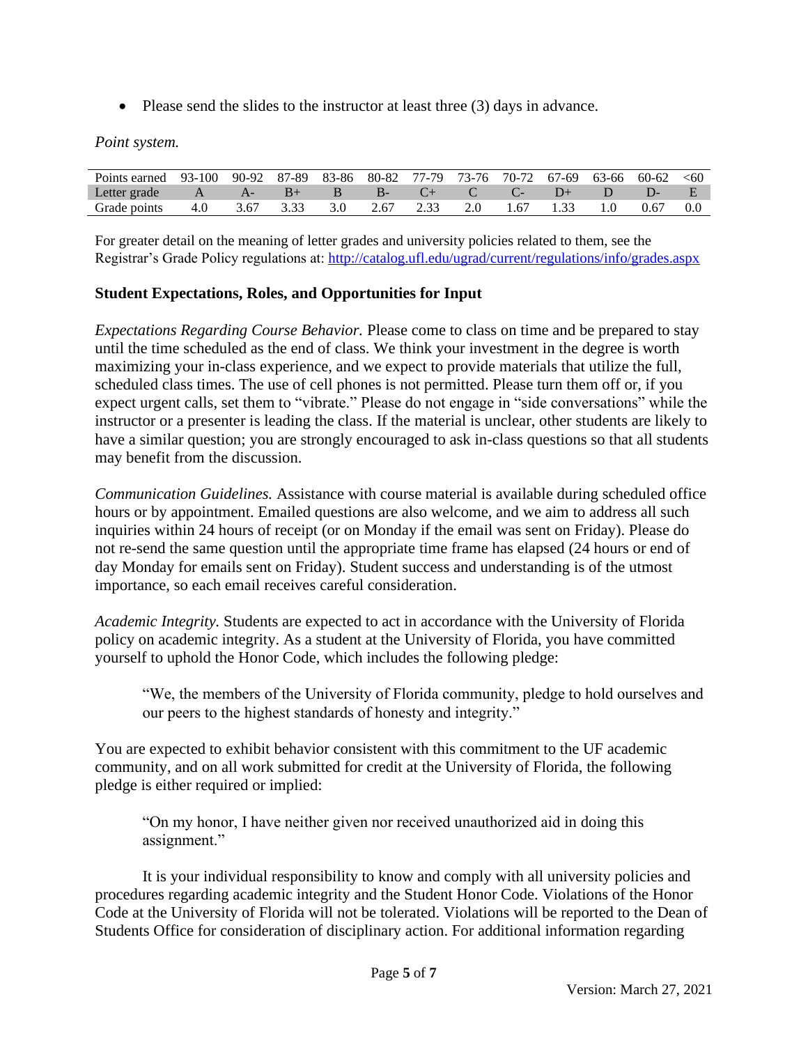- Please send the slides to the instructor at least three (3) days in advance.

*Point system.*

| Points earned | 93-100 | 90-92 | 87-89 | 83-86 | 80-82 | 77-79 | 73-76 | 70-72 | 67-69 | 63-66 | 60-62 | <60 |
|---|---|---|---|---|---|---|---|---|---|---|---|---|
| Letter grade | A | A- | B+ | B | B- | C+ | C | C- | D+ | D | D- | E |
| Grade points | 4.0 | 3.67 | 3.33 | 3.0 | 2.67 | 2.33 | 2.0 | 1.67 | 1.33 | 1.0 | 0.67 | 0.0 |

For greater detail on the meaning of letter grades and university policies related to them, see the Registrar's Grade Policy regulations at: http://catalog.ufl.edu/ugrad/current/regulations/info/grades.aspx

## Student Expectations, Roles, and Opportunities for Input

*Expectations Regarding Course Behavior.* Please come to class on time and be prepared to stay until the time scheduled as the end of class. We think your investment in the degree is worth maximizing your in-class experience, and we expect to provide materials that utilize the full, scheduled class times. The use of cell phones is not permitted. Please turn them off or, if you expect urgent calls, set them to "vibrate." Please do not engage in "side conversations" while the instructor or a presenter is leading the class. If the material is unclear, other students are likely to have a similar question; you are strongly encouraged to ask in-class questions so that all students may benefit from the discussion.

*Communication Guidelines.* Assistance with course material is available during scheduled office hours or by appointment. Emailed questions are also welcome, and we aim to address all such inquiries within 24 hours of receipt (or on Monday if the email was sent on Friday). Please do not re-send the same question until the appropriate time frame has elapsed (24 hours or end of day Monday for emails sent on Friday). Student success and understanding is of the utmost importance, so each email receives careful consideration.

*Academic Integrity.* Students are expected to act in accordance with the University of Florida policy on academic integrity. As a student at the University of Florida, you have committed yourself to uphold the Honor Code, which includes the following pledge:

> "We, the members of the University of Florida community, pledge to hold ourselves and our peers to the highest standards of honesty and integrity."

You are expected to exhibit behavior consistent with this commitment to the UF academic community, and on all work submitted for credit at the University of Florida, the following pledge is either required or implied:

> "On my honor, I have neither given nor received unauthorized aid in doing this assignment."

It is your individual responsibility to know and comply with all university policies and procedures regarding academic integrity and the Student Honor Code. Violations of the Honor Code at the University of Florida will not be tolerated. Violations will be reported to the Dean of Students Office for consideration of disciplinary action. For additional information regarding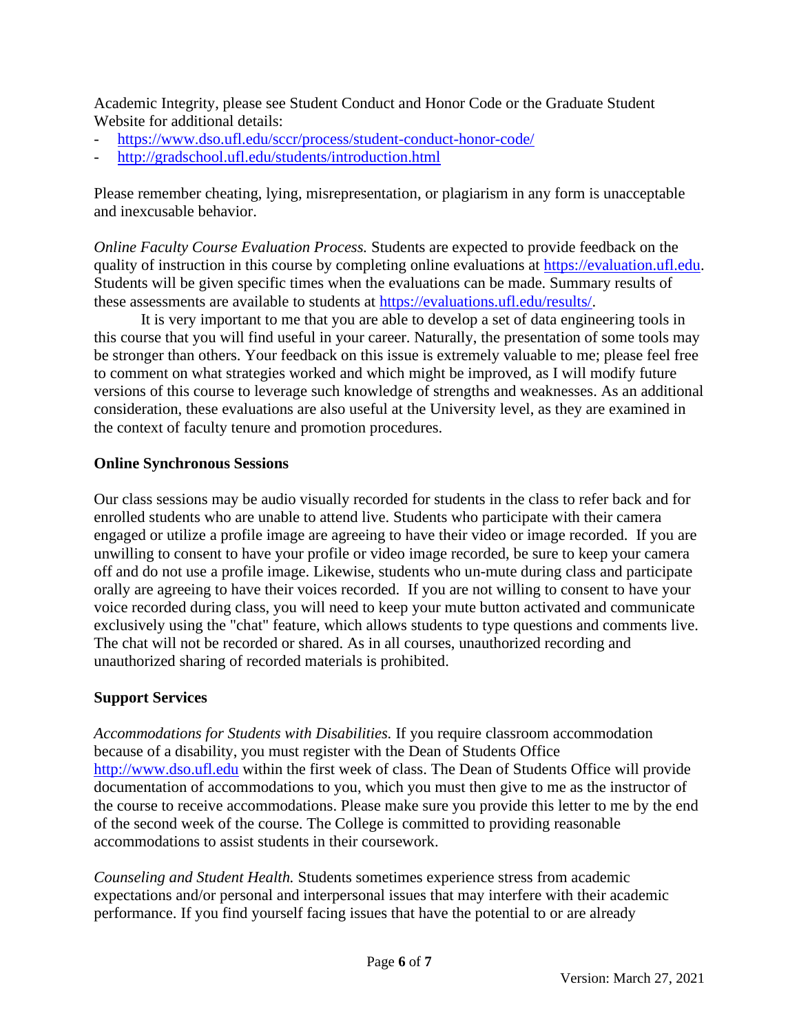Academic Integrity, please see Student Conduct and Honor Code or the Graduate Student Website for additional details:

- https://www.dso.ufl.edu/sccr/process/student-conduct-honor-code/
- http://gradschool.ufl.edu/students/introduction.html

Please remember cheating, lying, misrepresentation, or plagiarism in any form is unacceptable and inexcusable behavior.

*Online Faculty Course Evaluation Process.* Students are expected to provide feedback on the quality of instruction in this course by completing online evaluations at https://evaluation.ufl.edu. Students will be given specific times when the evaluations can be made. Summary results of these assessments are available to students at https://evaluations.ufl.edu/results/.

It is very important to me that you are able to develop a set of data engineering tools in this course that you will find useful in your career. Naturally, the presentation of some tools may be stronger than others. Your feedback on this issue is extremely valuable to me; please feel free to comment on what strategies worked and which might be improved, as I will modify future versions of this course to leverage such knowledge of strengths and weaknesses. As an additional consideration, these evaluations are also useful at the University level, as they are examined in the context of faculty tenure and promotion procedures.

**Online Synchronous Sessions**

Our class sessions may be audio visually recorded for students in the class to refer back and for enrolled students who are unable to attend live. Students who participate with their camera engaged or utilize a profile image are agreeing to have their video or image recorded. If you are unwilling to consent to have your profile or video image recorded, be sure to keep your camera off and do not use a profile image. Likewise, students who un-mute during class and participate orally are agreeing to have their voices recorded. If you are not willing to consent to have your voice recorded during class, you will need to keep your mute button activated and communicate exclusively using the "chat" feature, which allows students to type questions and comments live. The chat will not be recorded or shared. As in all courses, unauthorized recording and unauthorized sharing of recorded materials is prohibited.

**Support Services**

*Accommodations for Students with Disabilities.* If you require classroom accommodation because of a disability, you must register with the Dean of Students Office http://www.dso.ufl.edu within the first week of class. The Dean of Students Office will provide documentation of accommodations to you, which you must then give to me as the instructor of the course to receive accommodations. Please make sure you provide this letter to me by the end of the second week of the course. The College is committed to providing reasonable accommodations to assist students in their coursework.

*Counseling and Student Health.* Students sometimes experience stress from academic expectations and/or personal and interpersonal issues that may interfere with their academic performance. If you find yourself facing issues that have the potential to or are already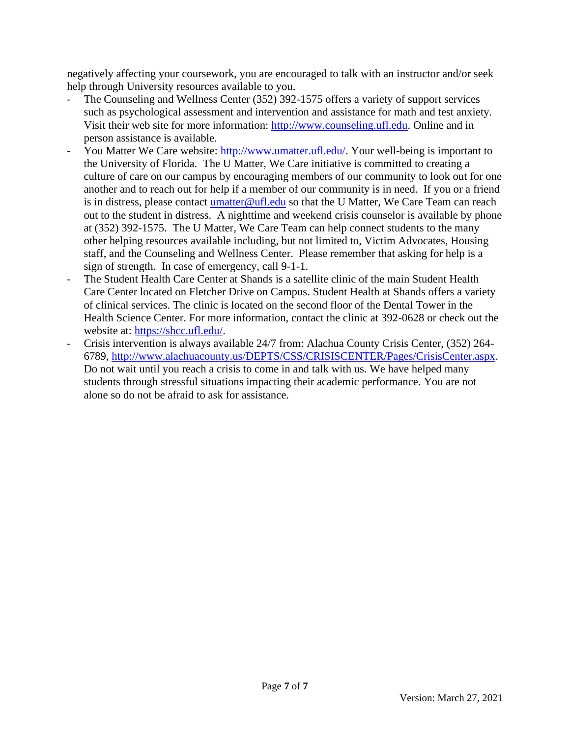negatively affecting your coursework, you are encouraged to talk with an instructor and/or seek help through University resources available to you.

- The Counseling and Wellness Center (352) 392-1575 offers a variety of support services such as psychological assessment and intervention and assistance for math and test anxiety. Visit their web site for more information: http://www.counseling.ufl.edu. Online and in person assistance is available.
- You Matter We Care website: http://www.umatter.ufl.edu/. Your well-being is important to the University of Florida. The U Matter, We Care initiative is committed to creating a culture of care on our campus by encouraging members of our community to look out for one another and to reach out for help if a member of our community is in need. If you or a friend is in distress, please contact umatter@ufl.edu so that the U Matter, We Care Team can reach out to the student in distress. A nighttime and weekend crisis counselor is available by phone at (352) 392-1575. The U Matter, We Care Team can help connect students to the many other helping resources available including, but not limited to, Victim Advocates, Housing staff, and the Counseling and Wellness Center. Please remember that asking for help is a sign of strength. In case of emergency, call 9-1-1.
- The Student Health Care Center at Shands is a satellite clinic of the main Student Health Care Center located on Fletcher Drive on Campus. Student Health at Shands offers a variety of clinical services. The clinic is located on the second floor of the Dental Tower in the Health Science Center. For more information, contact the clinic at 392-0628 or check out the website at: https://shcc.ufl.edu/.
- Crisis intervention is always available 24/7 from: Alachua County Crisis Center, (352) 264-6789, http://www.alachuacounty.us/DEPTS/CSS/CRISISCENTER/Pages/CrisisCenter.aspx. Do not wait until you reach a crisis to come in and talk with us. We have helped many students through stressful situations impacting their academic performance. You are not alone so do not be afraid to ask for assistance.

Version: March 27, 2021